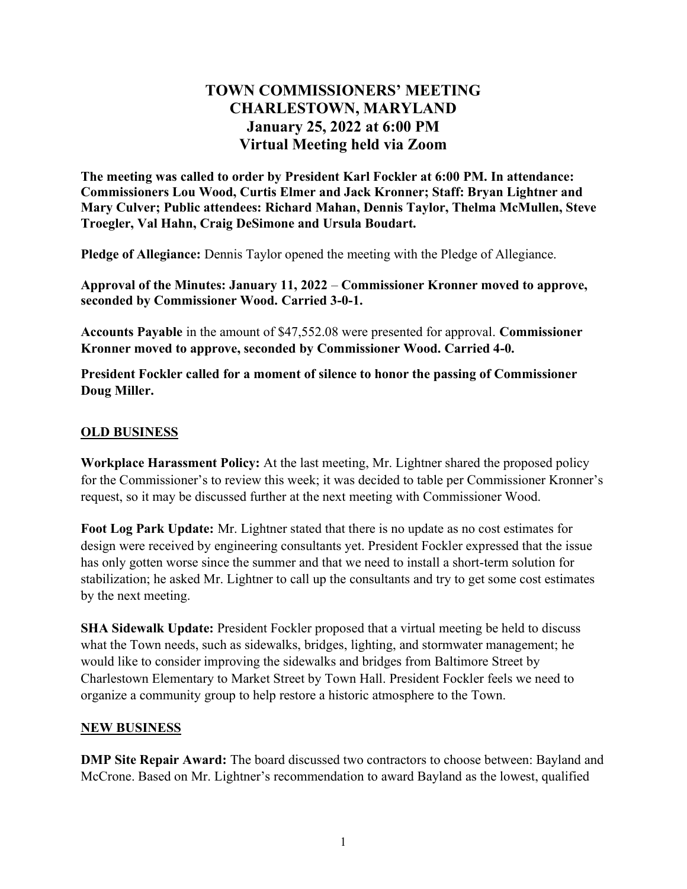# TOWN COMMISSIONERS' MEETING
# CHARLESTOWN, MARYLAND
# January 25, 2022 at 6:00 PM
# Virtual Meeting held via Zoom

**The meeting was called to order by President Karl Fockler at 6:00 PM. In attendance: Commissioners Lou Wood, Curtis Elmer and Jack Kronner; Staff: Bryan Lightner and Mary Culver; Public attendees: Richard Mahan, Dennis Taylor, Thelma McMullen, Steve Troegler, Val Hahn, Craig DeSimone and Ursula Boudart.**

**Pledge of Allegiance:** Dennis Taylor opened the meeting with the Pledge of Allegiance.

**Approval of the Minutes: January 11, 2022** – **Commissioner Kronner moved to approve, seconded by Commissioner Wood. Carried 3-0-1.**

**Accounts Payable** in the amount of $47,552.08 were presented for approval. **Commissioner Kronner moved to approve, seconded by Commissioner Wood. Carried 4-0.**

**President Fockler called for a moment of silence to honor the passing of Commissioner Doug Miller.**

## OLD BUSINESS

**Workplace Harassment Policy:** At the last meeting, Mr. Lightner shared the proposed policy for the Commissioner's to review this week; it was decided to table per Commissioner Kronner's request, so it may be discussed further at the next meeting with Commissioner Wood.

**Foot Log Park Update:** Mr. Lightner stated that there is no update as no cost estimates for design were received by engineering consultants yet. President Fockler expressed that the issue has only gotten worse since the summer and that we need to install a short-term solution for stabilization; he asked Mr. Lightner to call up the consultants and try to get some cost estimates by the next meeting.

**SHA Sidewalk Update:** President Fockler proposed that a virtual meeting be held to discuss what the Town needs, such as sidewalks, bridges, lighting, and stormwater management; he would like to consider improving the sidewalks and bridges from Baltimore Street by Charlestown Elementary to Market Street by Town Hall. President Fockler feels we need to organize a community group to help restore a historic atmosphere to the Town.

## NEW BUSINESS

**DMP Site Repair Award:** The board discussed two contractors to choose between: Bayland and McCrone. Based on Mr. Lightner's recommendation to award Bayland as the lowest, qualified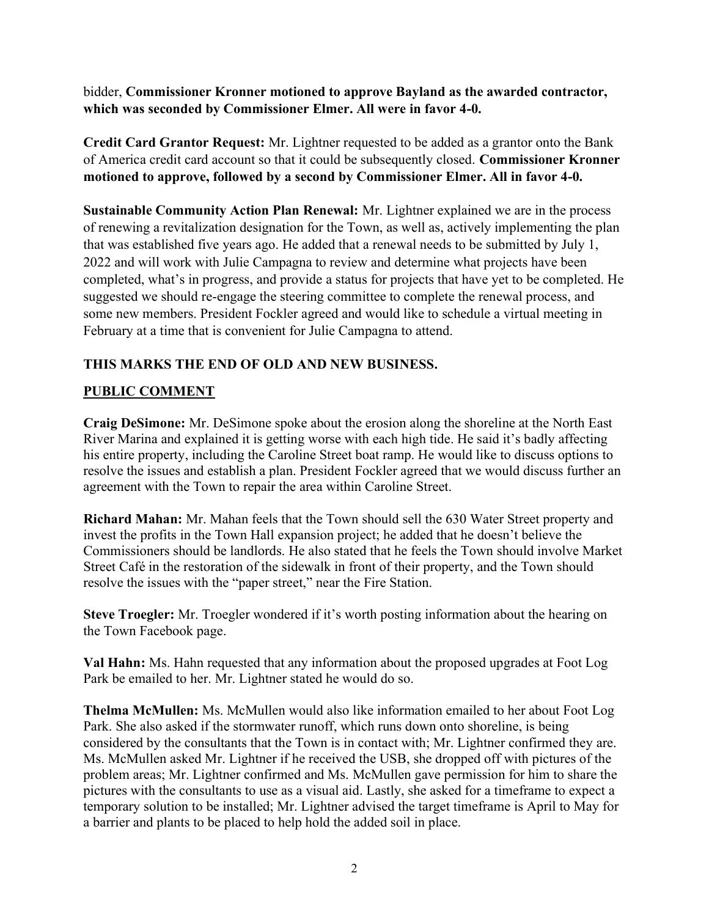bidder, **Commissioner Kronner motioned to approve Bayland as the awarded contractor, which was seconded by Commissioner Elmer. All were in favor 4-0.**

**Credit Card Grantor Request:** Mr. Lightner requested to be added as a grantor onto the Bank of America credit card account so that it could be subsequently closed. **Commissioner Kronner motioned to approve, followed by a second by Commissioner Elmer. All in favor 4-0.**

**Sustainable Community Action Plan Renewal:** Mr. Lightner explained we are in the process of renewing a revitalization designation for the Town, as well as, actively implementing the plan that was established five years ago. He added that a renewal needs to be submitted by July 1, 2022 and will work with Julie Campagna to review and determine what projects have been completed, what's in progress, and provide a status for projects that have yet to be completed. He suggested we should re-engage the steering committee to complete the renewal process, and some new members. President Fockler agreed and would like to schedule a virtual meeting in February at a time that is convenient for Julie Campagna to attend.

**THIS MARKS THE END OF OLD AND NEW BUSINESS.**

**PUBLIC COMMENT**

**Craig DeSimone:** Mr. DeSimone spoke about the erosion along the shoreline at the North East River Marina and explained it is getting worse with each high tide. He said it's badly affecting his entire property, including the Caroline Street boat ramp. He would like to discuss options to resolve the issues and establish a plan. President Fockler agreed that we would discuss further an agreement with the Town to repair the area within Caroline Street.

**Richard Mahan:** Mr. Mahan feels that the Town should sell the 630 Water Street property and invest the profits in the Town Hall expansion project; he added that he doesn't believe the Commissioners should be landlords. He also stated that he feels the Town should involve Market Street Café in the restoration of the sidewalk in front of their property, and the Town should resolve the issues with the "paper street," near the Fire Station.

**Steve Troegler:** Mr. Troegler wondered if it's worth posting information about the hearing on the Town Facebook page.

**Val Hahn:** Ms. Hahn requested that any information about the proposed upgrades at Foot Log Park be emailed to her. Mr. Lightner stated he would do so.

**Thelma McMullen:** Ms. McMullen would also like information emailed to her about Foot Log Park. She also asked if the stormwater runoff, which runs down onto shoreline, is being considered by the consultants that the Town is in contact with; Mr. Lightner confirmed they are. Ms. McMullen asked Mr. Lightner if he received the USB, she dropped off with pictures of the problem areas; Mr. Lightner confirmed and Ms. McMullen gave permission for him to share the pictures with the consultants to use as a visual aid. Lastly, she asked for a timeframe to expect a temporary solution to be installed; Mr. Lightner advised the target timeframe is April to May for a barrier and plants to be placed to help hold the added soil in place.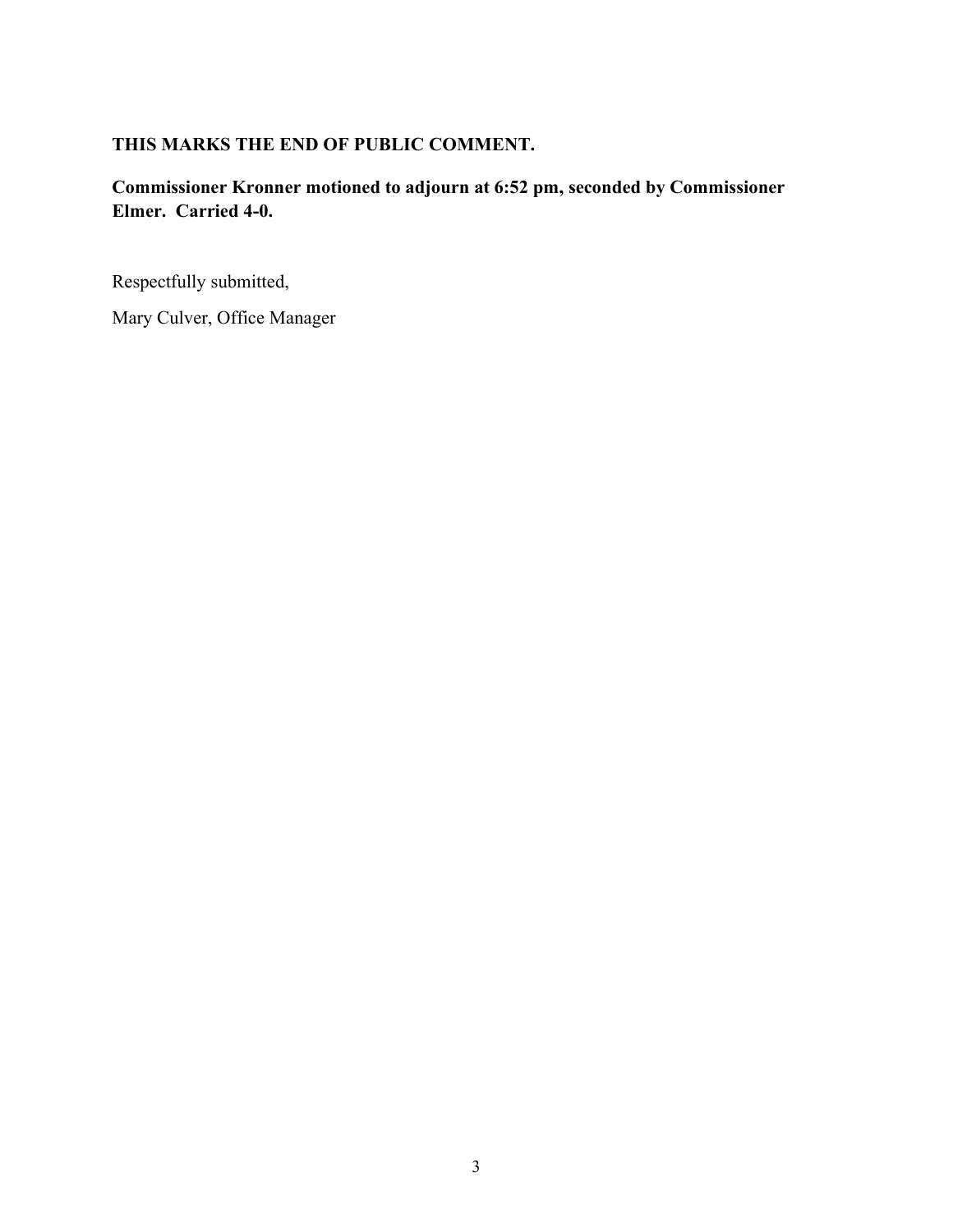**THIS MARKS THE END OF PUBLIC COMMENT.**

**Commissioner Kronner motioned to adjourn at 6:52 pm, seconded by Commissioner Elmer. Carried 4-0.**

Respectfully submitted,

Mary Culver, Office Manager